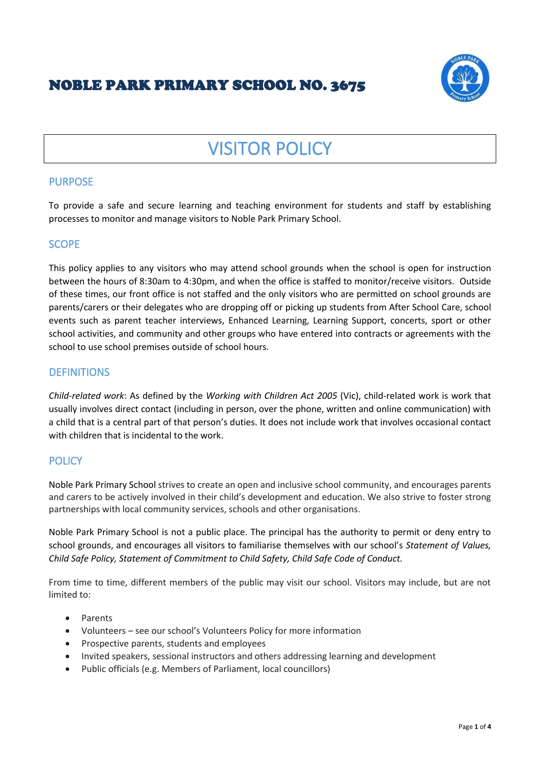# NOBLE PARK PRIMARY SCHOOL NO. 3675

# VISITOR POLICY

## PURPOSE

To provide a safe and secure learning and teaching environment for students and staff by establishing processes to monitor and manage visitors to Noble Park Primary School.

## SCOPE

This policy applies to any visitors who may attend school grounds when the school is open for instruction between the hours of 8:30am to 4:30pm, and when the office is staffed to monitor/receive visitors. Outside of these times, our front office is not staffed and the only visitors who are permitted on school grounds are parents/carers or their delegates who are dropping off or picking up students from After School Care, school events such as parent teacher interviews, Enhanced Learning, Learning Support, concerts, sport or other school activities, and community and other groups who have entered into contracts or agreements with the school to use school premises outside of school hours.

## DEFINITIONS

*Child-related work*: As defined by the *Working with Children Act 2005* (Vic), child-related work is work that usually involves direct contact (including in person, over the phone, written and online communication) with a child that is a central part of that person's duties. It does not include work that involves occasional contact with children that is incidental to the work.

## POLICY

Noble Park Primary School strives to create an open and inclusive school community, and encourages parents and carers to be actively involved in their child's development and education. We also strive to foster strong partnerships with local community services, schools and other organisations.

Noble Park Primary School is not a public place. The principal has the authority to permit or deny entry to school grounds, and encourages all visitors to familiarise themselves with our school's *Statement of Values, Child Safe Policy, Statement of Commitment to Child Safety, Child Safe Code of Conduct.*

From time to time, different members of the public may visit our school. Visitors may include, but are not limited to:

- Parents
- Volunteers – see our school's Volunteers Policy for more information
- Prospective parents, students and employees
- Invited speakers, sessional instructors and others addressing learning and development
- Public officials (e.g. Members of Parliament, local councillors)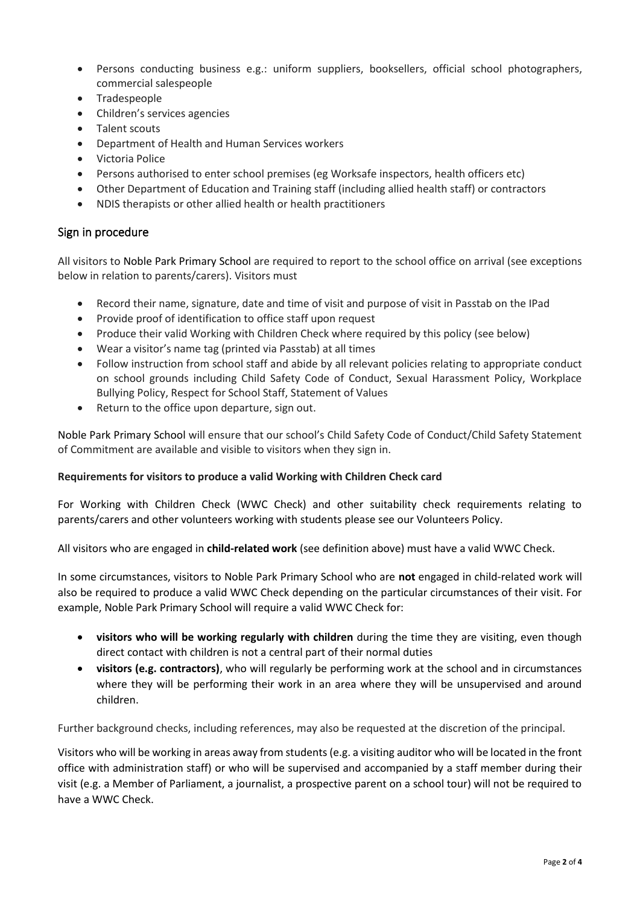- Persons conducting business e.g.: uniform suppliers, booksellers, official school photographers, commercial salespeople
- Tradespeople
- Children's services agencies
- Talent scouts
- Department of Health and Human Services workers
- Victoria Police
- Persons authorised to enter school premises (eg Worksafe inspectors, health officers etc)
- Other Department of Education and Training staff (including allied health staff) or contractors
- NDIS therapists or other allied health or health practitioners

## Sign in procedure

All visitors to Noble Park Primary School are required to report to the school office on arrival (see exceptions below in relation to parents/carers). Visitors must

- Record their name, signature, date and time of visit and purpose of visit in Passtab on the IPad
- Provide proof of identification to office staff upon request
- Produce their valid Working with Children Check where required by this policy (see below)
- Wear a visitor's name tag (printed via Passtab) at all times
- Follow instruction from school staff and abide by all relevant policies relating to appropriate conduct on school grounds including Child Safety Code of Conduct, Sexual Harassment Policy, Workplace Bullying Policy, Respect for School Staff, Statement of Values
- Return to the office upon departure, sign out.

Noble Park Primary School will ensure that our school's Child Safety Code of Conduct/Child Safety Statement of Commitment are available and visible to visitors when they sign in.

**Requirements for visitors to produce a valid Working with Children Check card**

For Working with Children Check (WWC Check) and other suitability check requirements relating to parents/carers and other volunteers working with students please see our Volunteers Policy.

All visitors who are engaged in **child-related work** (see definition above) must have a valid WWC Check.

In some circumstances, visitors to Noble Park Primary School who are **not** engaged in child-related work will also be required to produce a valid WWC Check depending on the particular circumstances of their visit. For example, Noble Park Primary School will require a valid WWC Check for:

- **visitors who will be working regularly with children** during the time they are visiting, even though direct contact with children is not a central part of their normal duties
- **visitors (e.g. contractors)**, who will regularly be performing work at the school and in circumstances where they will be performing their work in an area where they will be unsupervised and around children.

Further background checks, including references, may also be requested at the discretion of the principal.

Visitors who will be working in areas away from students (e.g. a visiting auditor who will be located in the front office with administration staff) or who will be supervised and accompanied by a staff member during their visit (e.g. a Member of Parliament, a journalist, a prospective parent on a school tour) will not be required to have a WWC Check.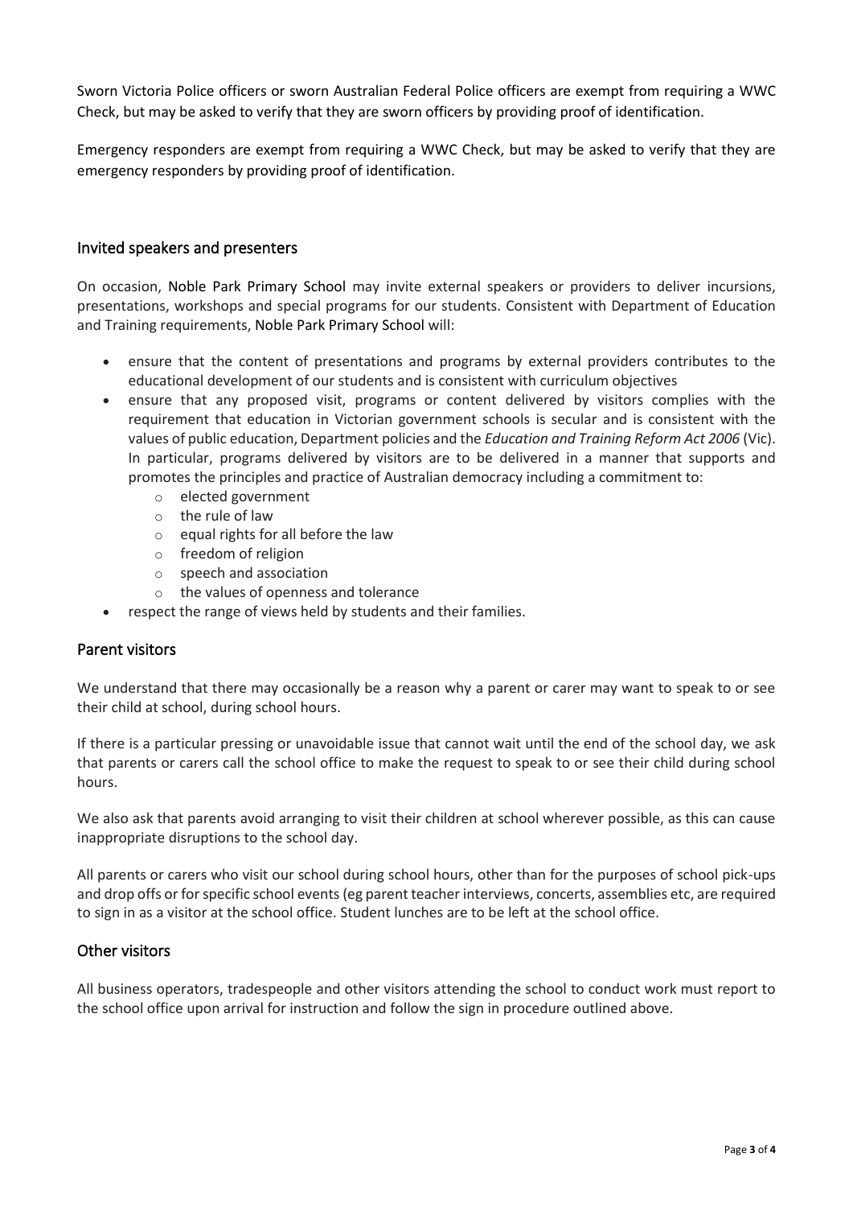Sworn Victoria Police officers or sworn Australian Federal Police officers are exempt from requiring a WWC Check, but may be asked to verify that they are sworn officers by providing proof of identification.

Emergency responders are exempt from requiring a WWC Check, but may be asked to verify that they are emergency responders by providing proof of identification.

## Invited speakers and presenters

On occasion, Noble Park Primary School may invite external speakers or providers to deliver incursions, presentations, workshops and special programs for our students. Consistent with Department of Education and Training requirements, Noble Park Primary School will:

- ensure that the content of presentations and programs by external providers contributes to the educational development of our students and is consistent with curriculum objectives
- ensure that any proposed visit, programs or content delivered by visitors complies with the requirement that education in Victorian government schools is secular and is consistent with the values of public education, Department policies and the *Education and Training Reform Act 2006* (Vic). In particular, programs delivered by visitors are to be delivered in a manner that supports and promotes the principles and practice of Australian democracy including a commitment to:
    - elected government
    - the rule of law
    - equal rights for all before the law
    - freedom of religion
    - speech and association
    - the values of openness and tolerance
- respect the range of views held by students and their families.

## Parent visitors

We understand that there may occasionally be a reason why a parent or carer may want to speak to or see their child at school, during school hours.

If there is a particular pressing or unavoidable issue that cannot wait until the end of the school day, we ask that parents or carers call the school office to make the request to speak to or see their child during school hours.

We also ask that parents avoid arranging to visit their children at school wherever possible, as this can cause inappropriate disruptions to the school day.

All parents or carers who visit our school during school hours, other than for the purposes of school pick-ups and drop offs or for specific school events (eg parent teacher interviews, concerts, assemblies etc, are required to sign in as a visitor at the school office. Student lunches are to be left at the school office.

## Other visitors

All business operators, tradespeople and other visitors attending the school to conduct work must report to the school office upon arrival for instruction and follow the sign in procedure outlined above.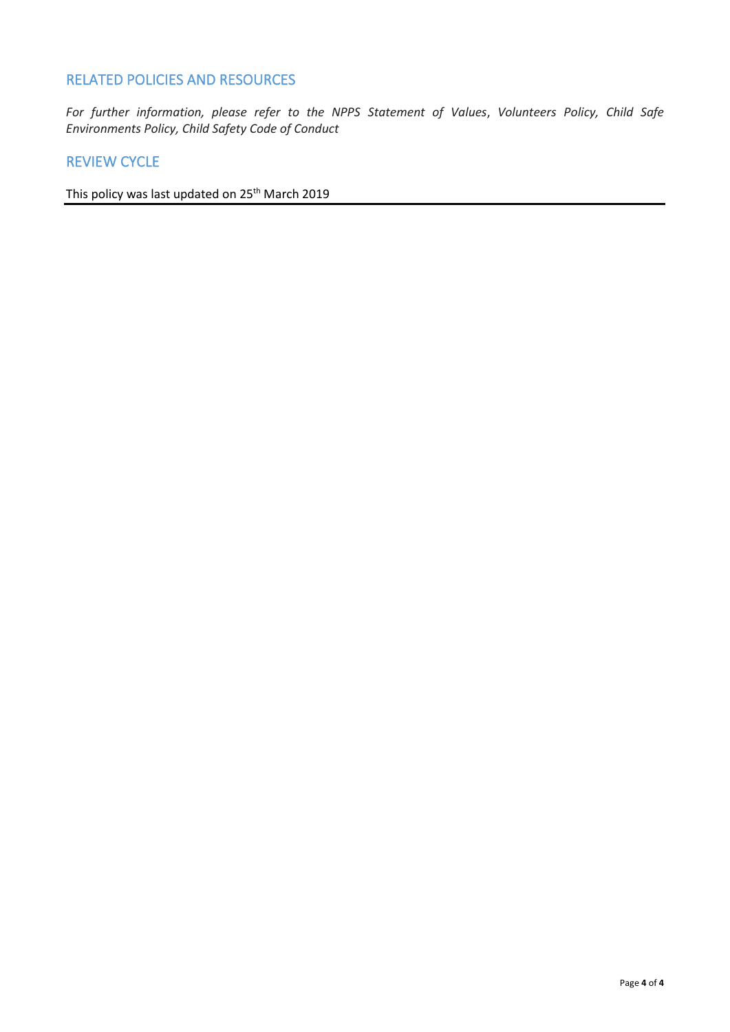## RELATED POLICIES AND RESOURCES

*For further information, please refer to the NPPS Statement of Values*, *Volunteers Policy, Child Safe Environments Policy, Child Safety Code of Conduct*

## REVIEW CYCLE

This policy was last updated on 25th March 2019